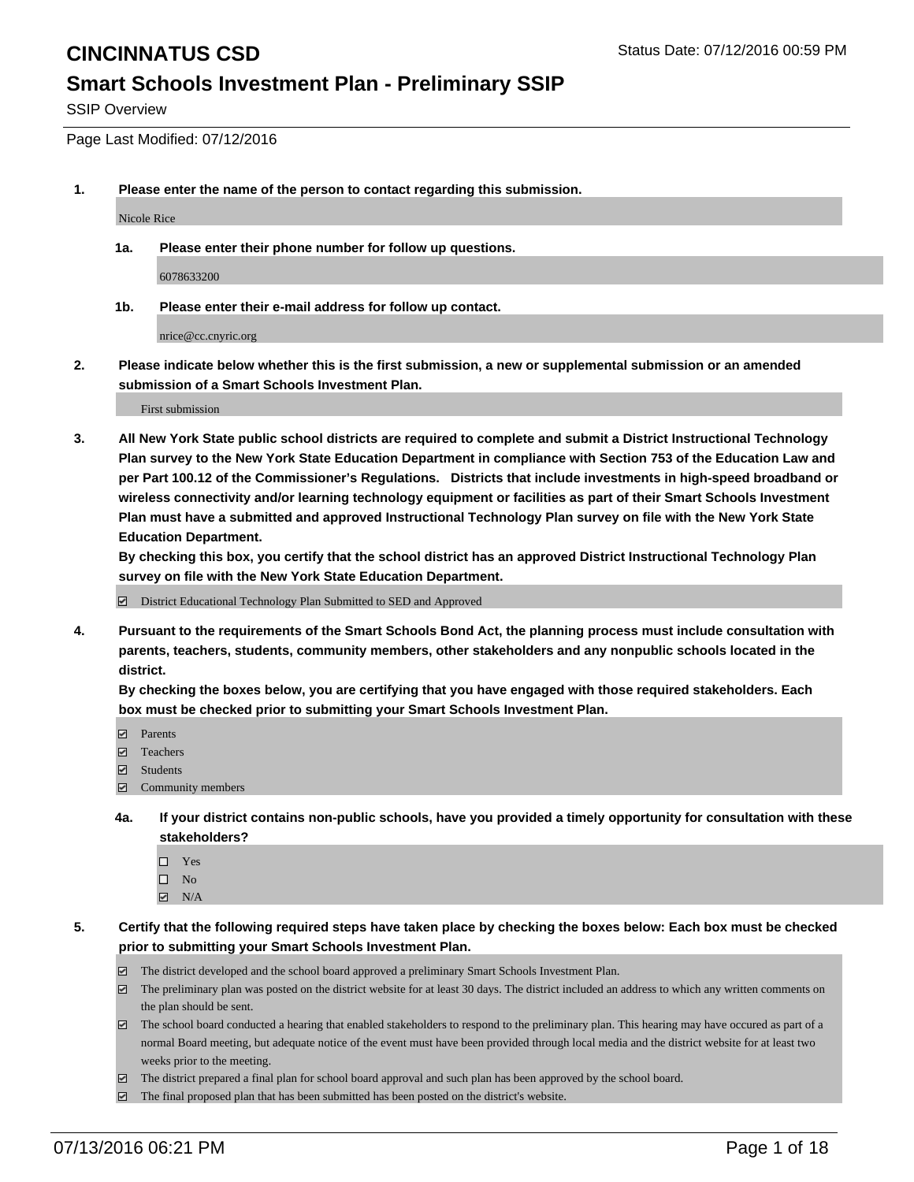# CINCINNATUS CSD

Status Date: 07/12/2016 00:59 PM

## Smart Schools Investment Plan - Preliminary SSIP

SSIP Overview

Page Last Modified: 07/12/2016

**1. Please enter the name of the person to contact regarding this submission.**

Nicole Rice

**1a. Please enter their phone number for follow up questions.**

6078633200

**1b. Please enter their e-mail address for follow up contact.**

nrice@cc.cnyric.org

**2. Please indicate below whether this is the first submission, a new or supplemental submission or an amended submission of a Smart Schools Investment Plan.**

First submission

**3. All New York State public school districts are required to complete and submit a District Instructional Technology Plan survey to the New York State Education Department in compliance with Section 753 of the Education Law and per Part 100.12 of the Commissioner's Regulations. Districts that include investments in high-speed broadband or wireless connectivity and/or learning technology equipment or facilities as part of their Smart Schools Investment Plan must have a submitted and approved Instructional Technology Plan survey on file with the New York State Education Department.**

**By checking this box, you certify that the school district has an approved District Instructional Technology Plan survey on file with the New York State Education Department.**

☑ District Educational Technology Plan Submitted to SED and Approved

**4. Pursuant to the requirements of the Smart Schools Bond Act, the planning process must include consultation with parents, teachers, students, community members, other stakeholders and any nonpublic schools located in the district.**

**By checking the boxes below, you are certifying that you have engaged with those required stakeholders. Each box must be checked prior to submitting your Smart Schools Investment Plan.**

☑ Parents
☑ Teachers
☑ Students
☑ Community members

**4a. If your district contains non-public schools, have you provided a timely opportunity for consultation with these stakeholders?**

☐ Yes
☐ No
☑ N/A

**5. Certify that the following required steps have taken place by checking the boxes below: Each box must be checked prior to submitting your Smart Schools Investment Plan.**

☑ The district developed and the school board approved a preliminary Smart Schools Investment Plan.
☑ The preliminary plan was posted on the district website for at least 30 days. The district included an address to which any written comments on the plan should be sent.
☑ The school board conducted a hearing that enabled stakeholders to respond to the preliminary plan. This hearing may have occured as part of a normal Board meeting, but adequate notice of the event must have been provided through local media and the district website for at least two weeks prior to the meeting.
☑ The district prepared a final plan for school board approval and such plan has been approved by the school board.
☑ The final proposed plan that has been submitted has been posted on the district's website.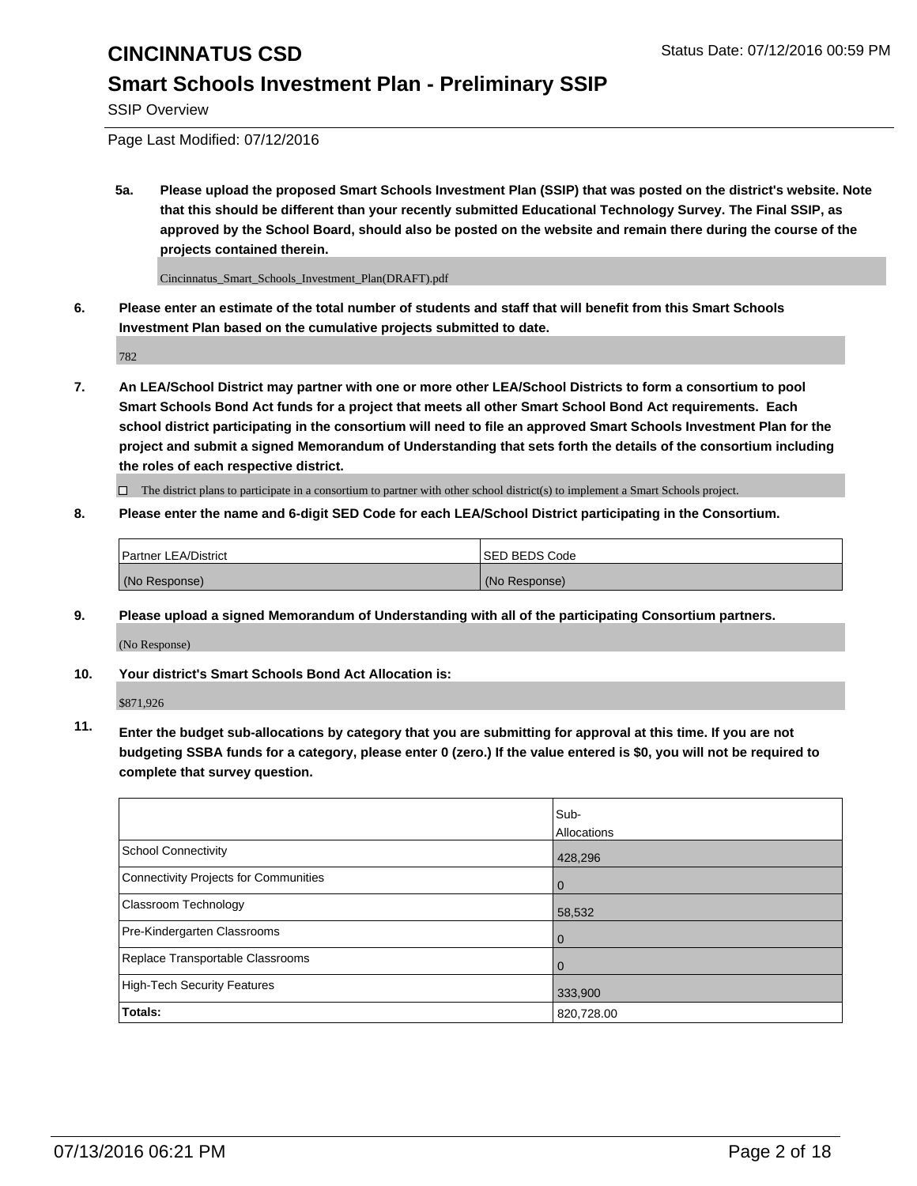# CINCINNATUS CSD

Status Date: 07/12/2016 00:59 PM

## Smart Schools Investment Plan - Preliminary SSIP

SSIP Overview

Page Last Modified: 07/12/2016

**5a. Please upload the proposed Smart Schools Investment Plan (SSIP) that was posted on the district's website. Note that this should be different than your recently submitted Educational Technology Survey. The Final SSIP, as approved by the School Board, should also be posted on the website and remain there during the course of the projects contained therein.**

Cincinnatus_Smart_Schools_Investment_Plan(DRAFT).pdf

**6. Please enter an estimate of the total number of students and staff that will benefit from this Smart Schools Investment Plan based on the cumulative projects submitted to date.**

782

**7. An LEA/School District may partner with one or more other LEA/School Districts to form a consortium to pool Smart Schools Bond Act funds for a project that meets all other Smart School Bond Act requirements. Each school district participating in the consortium will need to file an approved Smart Schools Investment Plan for the project and submit a signed Memorandum of Understanding that sets forth the details of the consortium including the roles of each respective district.**

☐ The district plans to participate in a consortium to partner with other school district(s) to implement a Smart Schools project.

**8. Please enter the name and 6-digit SED Code for each LEA/School District participating in the Consortium.**

| Partner LEA/District | SED BEDS Code |
|---|---|
| (No Response) | (No Response) |

**9. Please upload a signed Memorandum of Understanding with all of the participating Consortium partners.**

(No Response)

**10. Your district's Smart Schools Bond Act Allocation is:**

$871,926

**11. Enter the budget sub-allocations by category that you are submitting for approval at this time. If you are not budgeting SSBA funds for a category, please enter 0 (zero.) If the value entered is $0, you will not be required to complete that survey question.**

| | Sub-Allocations |
|---|---|
| School Connectivity | 428,296 |
| Connectivity Projects for Communities | 0 |
| Classroom Technology | 58,532 |
| Pre-Kindergarten Classrooms | 0 |
| Replace Transportable Classrooms | 0 |
| High-Tech Security Features | 333,900 |
| **Totals:** | 820,728.00 |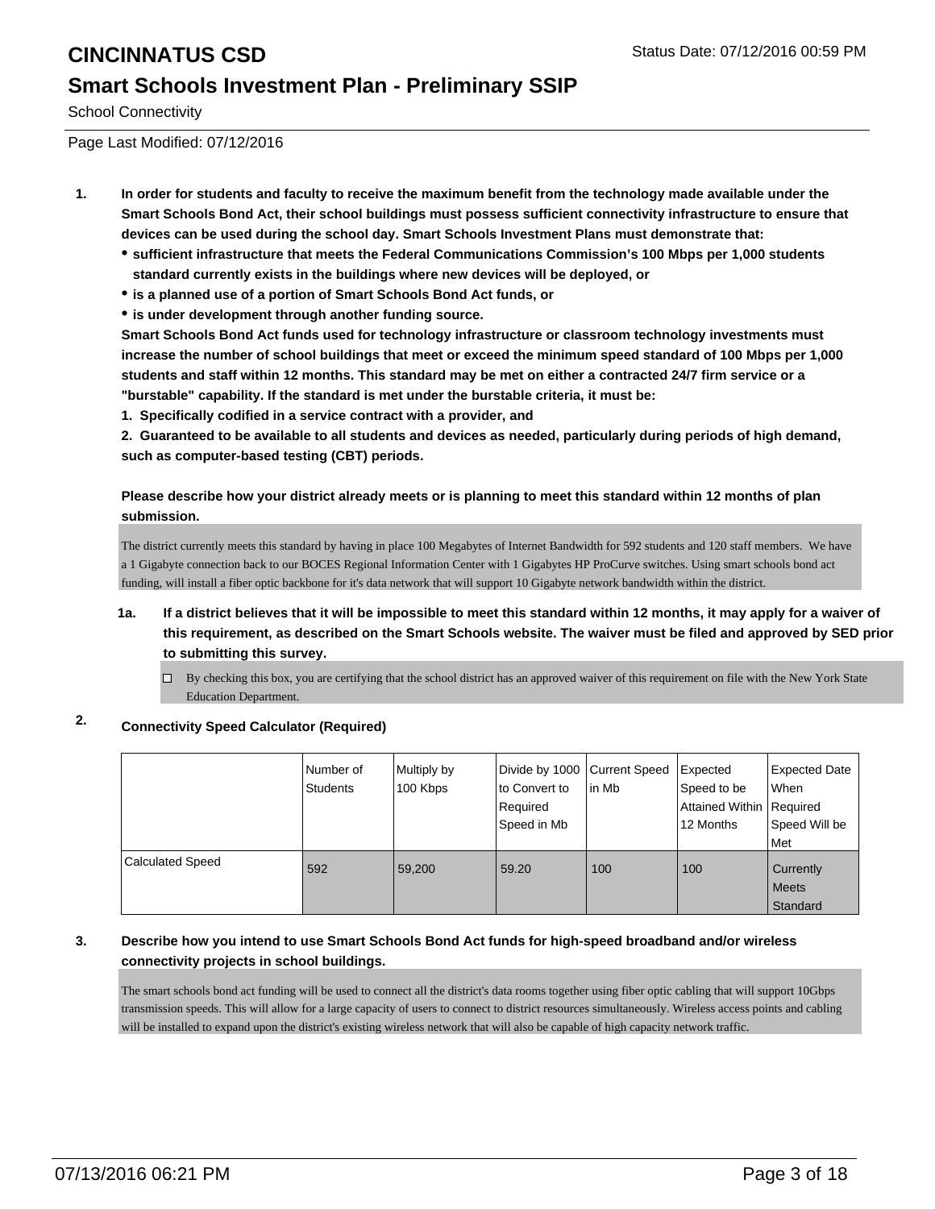# CINCINNATUS CSD

## Smart Schools Investment Plan - Preliminary SSIP

School Connectivity

Page Last Modified: 07/12/2016

**1. In order for students and faculty to receive the maximum benefit from the technology made available under the Smart Schools Bond Act, their school buildings must possess sufficient connectivity infrastructure to ensure that devices can be used during the school day. Smart Schools Investment Plans must demonstrate that:**

- **sufficient infrastructure that meets the Federal Communications Commission's 100 Mbps per 1,000 students standard currently exists in the buildings where new devices will be deployed, or**
- **is a planned use of a portion of Smart Schools Bond Act funds, or**
- **is under development through another funding source.**

**Smart Schools Bond Act funds used for technology infrastructure or classroom technology investments must increase the number of school buildings that meet or exceed the minimum speed standard of 100 Mbps per 1,000 students and staff within 12 months. This standard may be met on either a contracted 24/7 firm service or a "burstable" capability. If the standard is met under the burstable criteria, it must be:**

**1. Specifically codified in a service contract with a provider, and**

**2. Guaranteed to be available to all students and devices as needed, particularly during periods of high demand, such as computer-based testing (CBT) periods.**

**Please describe how your district already meets or is planning to meet this standard within 12 months of plan submission.**

The district currently meets this standard by having in place 100 Megabytes of Internet Bandwidth for 592 students and 120 staff members. We have a 1 Gigabyte connection back to our BOCES Regional Information Center with 1 Gigabytes HP ProCurve switches. Using smart schools bond act funding, will install a fiber optic backbone for it's data network that will support 10 Gigabyte network bandwidth within the district.

**1a. If a district believes that it will be impossible to meet this standard within 12 months, it may apply for a waiver of this requirement, as described on the Smart Schools website. The waiver must be filed and approved by SED prior to submitting this survey.**

☐ By checking this box, you are certifying that the school district has an approved waiver of this requirement on file with the New York State Education Department.

**2. Connectivity Speed Calculator (Required)**

| | Number of Students | Multiply by 100 Kbps | Divide by 1000 to Convert to Required Speed in Mb | Current Speed in Mb | Expected Speed to be Attained Within 12 Months | Expected Date When Required Speed Will be Met |
|---|---|---|---|---|---|---|
| Calculated Speed | 592 | 59,200 | 59.20 | 100 | 100 | Currently Meets Standard |

**3. Describe how you intend to use Smart Schools Bond Act funds for high-speed broadband and/or wireless connectivity projects in school buildings.**

The smart schools bond act funding will be used to connect all the district's data rooms together using fiber optic cabling that will support 10Gbps transmission speeds. This will allow for a large capacity of users to connect to district resources simultaneously. Wireless access points and cabling will be installed to expand upon the district's existing wireless network that will also be capable of high capacity network traffic.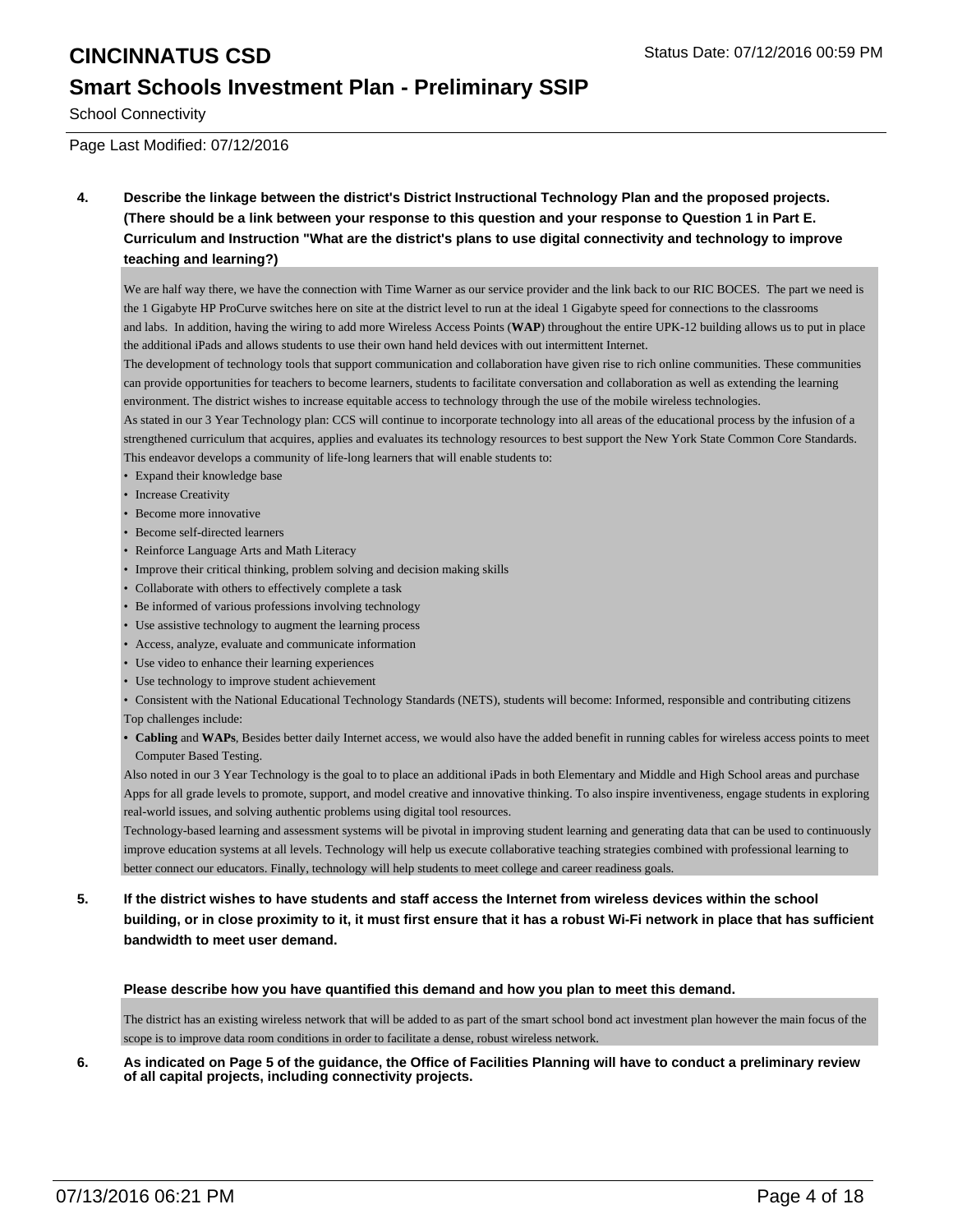**4. Describe the linkage between the district's District Instructional Technology Plan and the proposed projects. (There should be a link between your response to this question and your response to Question 1 in Part E. Curriculum and Instruction "What are the district's plans to use digital connectivity and technology to improve teaching and learning?)**

We are half way there, we have the connection with Time Warner as our service provider and the link back to our RIC BOCES. The part we need is the 1 Gigabyte HP ProCurve switches here on site at the district level to run at the ideal 1 Gigabyte speed for connections to the classrooms and labs. In addition, having the wiring to add more Wireless Access Points (**WAP**) throughout the entire UPK-12 building allows us to put in place the additional iPads and allows students to use their own hand held devices with out intermittent Internet.

The development of technology tools that support communication and collaboration have given rise to rich online communities. These communities can provide opportunities for teachers to become learners, students to facilitate conversation and collaboration as well as extending the learning environment. The district wishes to increase equitable access to technology through the use of the mobile wireless technologies.

As stated in our 3 Year Technology plan: CCS will continue to incorporate technology into all areas of the educational process by the infusion of a strengthened curriculum that acquires, applies and evaluates its technology resources to best support the New York State Common Core Standards. This endeavor develops a community of life-long learners that will enable students to:

- Expand their knowledge base
- Increase Creativity
- Become more innovative
- Become self-directed learners
- Reinforce Language Arts and Math Literacy
- Improve their critical thinking, problem solving and decision making skills
- Collaborate with others to effectively complete a task
- Be informed of various professions involving technology
- Use assistive technology to augment the learning process
- Access, analyze, evaluate and communicate information
- Use video to enhance their learning experiences
- Use technology to improve student achievement
- Consistent with the National Educational Technology Standards (NETS), students will become: Informed, responsible and contributing citizens

Top challenges include:

- **Cabling** and **WAPs**, Besides better daily Internet access, we would also have the added benefit in running cables for wireless access points to meet Computer Based Testing.

Also noted in our 3 Year Technology is the goal to to place an additional iPads in both Elementary and Middle and High School areas and purchase Apps for all grade levels to promote, support, and model creative and innovative thinking. To also inspire inventiveness, engage students in exploring real-world issues, and solving authentic problems using digital tool resources.

Technology-based learning and assessment systems will be pivotal in improving student learning and generating data that can be used to continuously improve education systems at all levels. Technology will help us execute collaborative teaching strategies combined with professional learning to better connect our educators. Finally, technology will help students to meet college and career readiness goals.

**5. If the district wishes to have students and staff access the Internet from wireless devices within the school building, or in close proximity to it, it must first ensure that it has a robust Wi-Fi network in place that has sufficient bandwidth to meet user demand.**

**Please describe how you have quantified this demand and how you plan to meet this demand.**

The district has an existing wireless network that will be added to as part of the smart school bond act investment plan however the main focus of the scope is to improve data room conditions in order to facilitate a dense, robust wireless network.

**6. As indicated on Page 5 of the guidance, the Office of Facilities Planning will have to conduct a preliminary review of all capital projects, including connectivity projects.**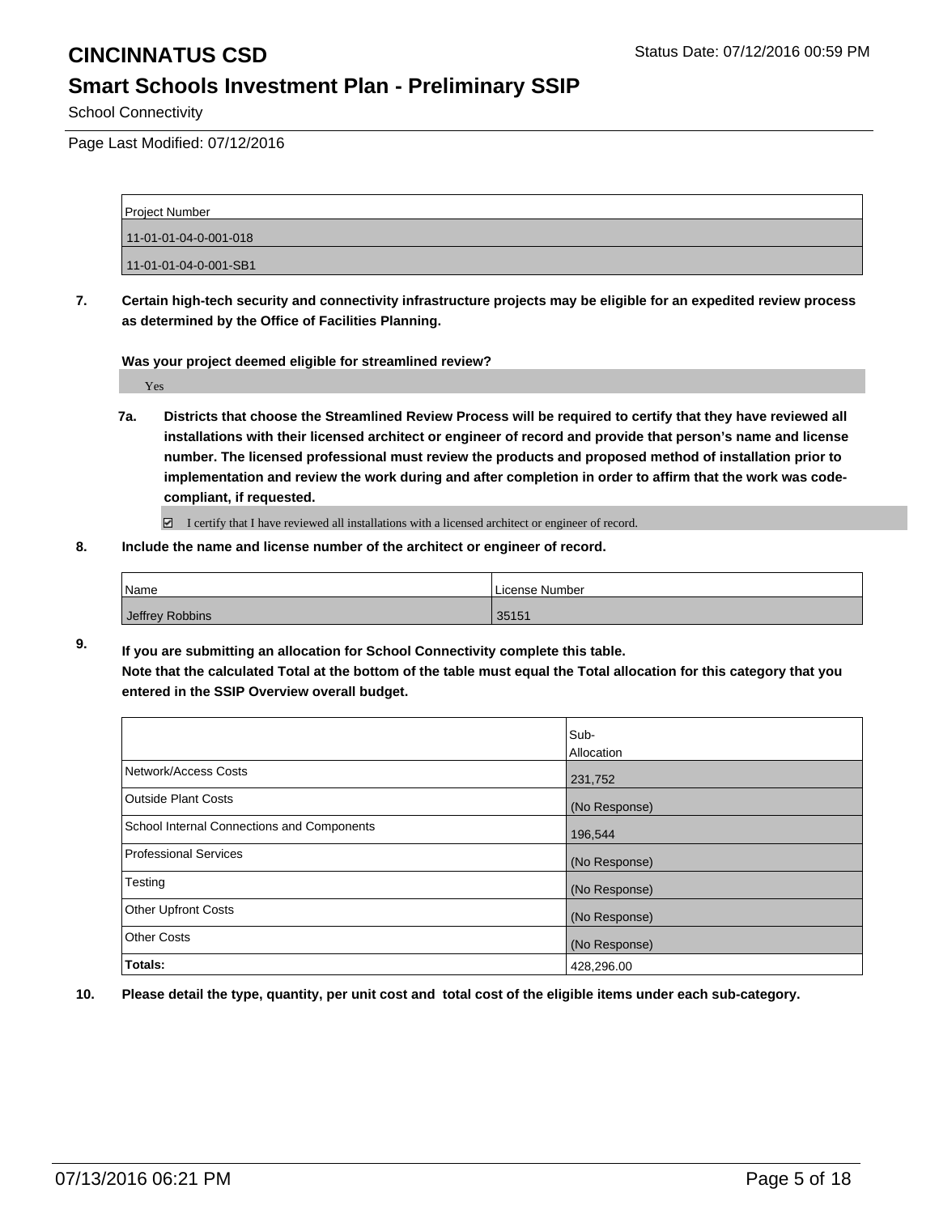# CINCINNATUS CSD

Status Date: 07/12/2016 00:59 PM

## Smart Schools Investment Plan - Preliminary SSIP

School Connectivity

Page Last Modified: 07/12/2016

| Project Number |
| --- |
| 11-01-01-04-0-001-018 |
| 11-01-01-04-0-001-SB1 |

**7. Certain high-tech security and connectivity infrastructure projects may be eligible for an expedited review process as determined by the Office of Facilities Planning.**

**Was your project deemed eligible for streamlined review?**

Yes

**7a. Districts that choose the Streamlined Review Process will be required to certify that they have reviewed all installations with their licensed architect or engineer of record and provide that person's name and license number. The licensed professional must review the products and proposed method of installation prior to implementation and review the work during and after completion in order to affirm that the work was code-compliant, if requested.**

☑ I certify that I have reviewed all installations with a licensed architect or engineer of record.

**8. Include the name and license number of the architect or engineer of record.**

| Name | License Number |
| --- | --- |
| Jeffrey Robbins | 35151 |

**9. If you are submitting an allocation for School Connectivity complete this table.**
**Note that the calculated Total at the bottom of the table must equal the Total allocation for this category that you entered in the SSIP Overview overall budget.**

| | Sub-Allocation |
| --- | --- |
| Network/Access Costs | 231,752 |
| Outside Plant Costs | (No Response) |
| School Internal Connections and Components | 196,544 |
| Professional Services | (No Response) |
| Testing | (No Response) |
| Other Upfront Costs | (No Response) |
| Other Costs | (No Response) |
| **Totals:** | 428,296.00 |

**10. Please detail the type, quantity, per unit cost and total cost of the eligible items under each sub-category.**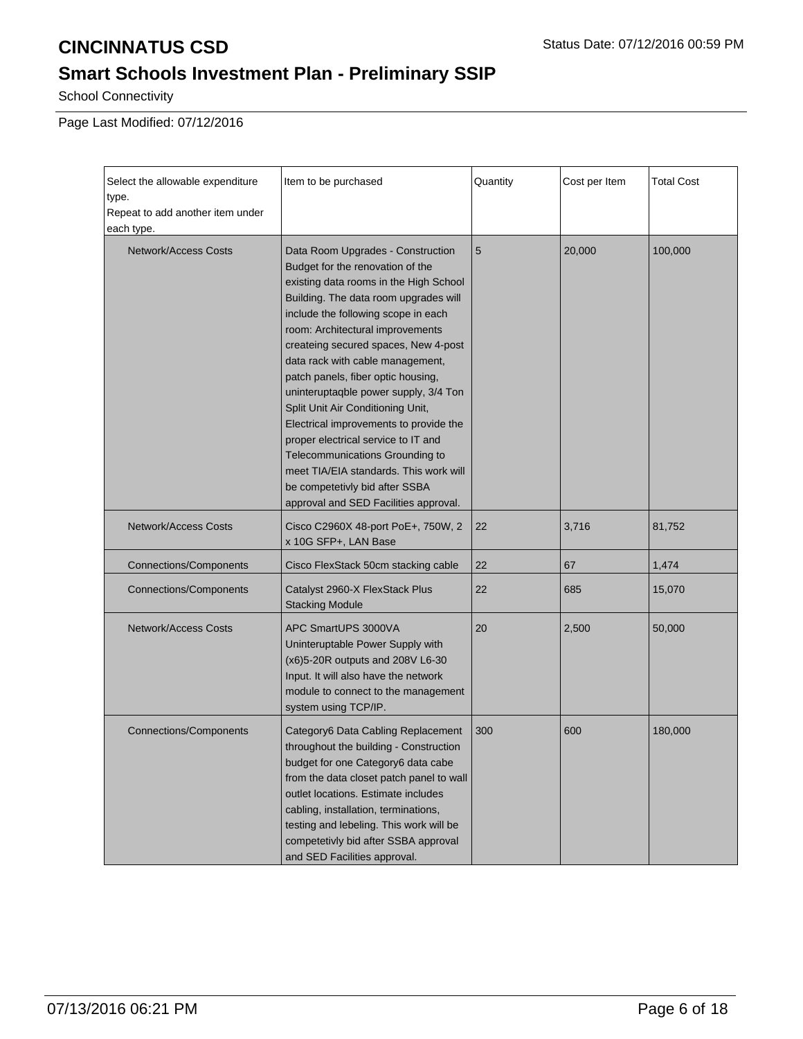# CINCINNATUS CSD

Status Date: 07/12/2016 00:59 PM

## Smart Schools Investment Plan - Preliminary SSIP

School Connectivity

Page Last Modified: 07/12/2016

| Select the allowable expenditure type. Repeat to add another item under each type. | Item to be purchased | Quantity | Cost per Item | Total Cost |
|---|---|---|---|---|
| Network/Access Costs | Data Room Upgrades - Construction Budget for the renovation of the existing data rooms in the High School Building. The data room upgrades will include the following scope in each room: Architectural improvements createing secured spaces, New 4-post data rack with cable management, patch panels, fiber optic housing, uninteruptaqble power supply, 3/4 Ton Split Unit Air Conditioning Unit, Electrical improvements to provide the proper electrical service to IT and Telecommunications Grounding to meet TIA/EIA standards. This work will be competetivly bid after SSBA approval and SED Facilities approval. | 5 | 20,000 | 100,000 |
| Network/Access Costs | Cisco C2960X 48-port PoE+, 750W, 2 x 10G SFP+, LAN Base | 22 | 3,716 | 81,752 |
| Connections/Components | Cisco FlexStack 50cm stacking cable | 22 | 67 | 1,474 |
| Connections/Components | Catalyst 2960-X FlexStack Plus Stacking Module | 22 | 685 | 15,070 |
| Network/Access Costs | APC SmartUPS 3000VA Uninterruptable Power Supply with (x6)5-20R outputs and 208V L6-30 Input. It will also have the network module to connect to the management system using TCP/IP. | 20 | 2,500 | 50,000 |
| Connections/Components | Category6 Data Cabling Replacement throughout the building - Construction budget for one Category6 data cabe from the data closet patch panel to wall outlet locations. Estimate includes cabling, installation, terminations, testing and lebeling. This work will be competetivly bid after SSBA approval and SED Facilities approval. | 300 | 600 | 180,000 |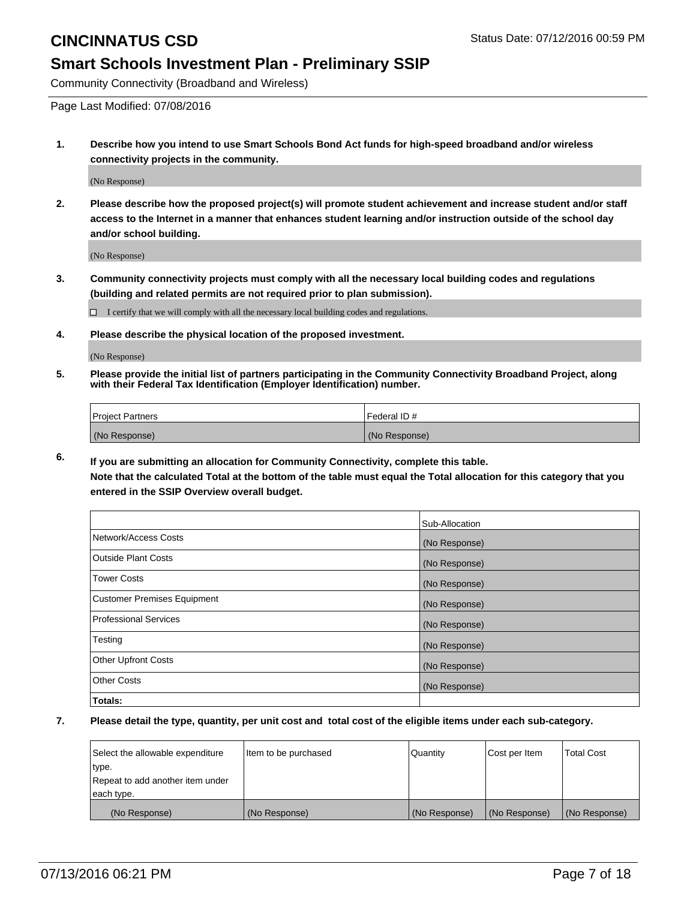# CINCINNATUS CSD

Status Date: 07/12/2016 00:59 PM

## Smart Schools Investment Plan - Preliminary SSIP

Community Connectivity (Broadband and Wireless)

Page Last Modified: 07/08/2016

1. **Describe how you intend to use Smart Schools Bond Act funds for high-speed broadband and/or wireless connectivity projects in the community.**

   (No Response)

2. **Please describe how the proposed project(s) will promote student achievement and increase student and/or staff access to the Internet in a manner that enhances student learning and/or instruction outside of the school day and/or school building.**

   (No Response)

3. **Community connectivity projects must comply with all the necessary local building codes and regulations (building and related permits are not required prior to plan submission).**

   ☐ I certify that we will comply with all the necessary local building codes and regulations.

4. **Please describe the physical location of the proposed investment.**

   (No Response)

5. **Please provide the initial list of partners participating in the Community Connectivity Broadband Project, along with their Federal Tax Identification (Employer Identification) number.**

| Project Partners | Federal ID # |
|---|---|
| (No Response) | (No Response) |

6. **If you are submitting an allocation for Community Connectivity, complete this table.**
   **Note that the calculated Total at the bottom of the table must equal the Total allocation for this category that you entered in the SSIP Overview overall budget.**

| | Sub-Allocation |
|---|---|
| Network/Access Costs | (No Response) |
| Outside Plant Costs | (No Response) |
| Tower Costs | (No Response) |
| Customer Premises Equipment | (No Response) |
| Professional Services | (No Response) |
| Testing | (No Response) |
| Other Upfront Costs | (No Response) |
| Other Costs | (No Response) |
| **Totals:** | |

7. **Please detail the type, quantity, per unit cost and total cost of the eligible items under each sub-category.**

| Select the allowable expenditure type. Repeat to add another item under each type. | Item to be purchased | Quantity | Cost per Item | Total Cost |
|---|---|---|---|---|
| (No Response) | (No Response) | (No Response) | (No Response) | (No Response) |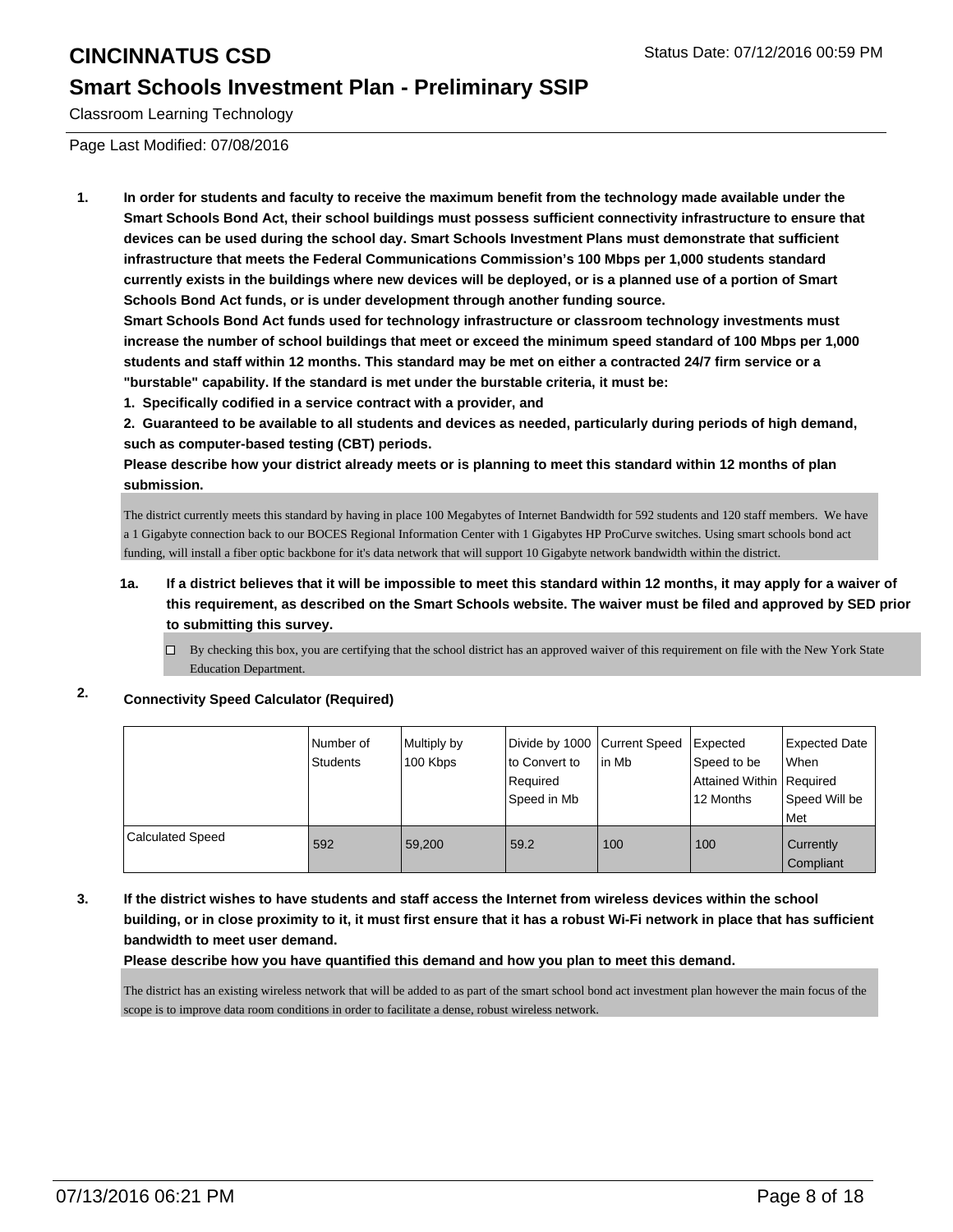# CINCINNATUS CSD

## Smart Schools Investment Plan - Preliminary SSIP

Classroom Learning Technology

Page Last Modified: 07/08/2016

**1. In order for students and faculty to receive the maximum benefit from the technology made available under the Smart Schools Bond Act, their school buildings must possess sufficient connectivity infrastructure to ensure that devices can be used during the school day. Smart Schools Investment Plans must demonstrate that sufficient infrastructure that meets the Federal Communications Commission's 100 Mbps per 1,000 students standard currently exists in the buildings where new devices will be deployed, or is a planned use of a portion of Smart Schools Bond Act funds, or is under development through another funding source.**

**Smart Schools Bond Act funds used for technology infrastructure or classroom technology investments must increase the number of school buildings that meet or exceed the minimum speed standard of 100 Mbps per 1,000 students and staff within 12 months. This standard may be met on either a contracted 24/7 firm service or a "burstable" capability. If the standard is met under the burstable criteria, it must be:**

**1. Specifically codified in a service contract with a provider, and**

**2. Guaranteed to be available to all students and devices as needed, particularly during periods of high demand, such as computer-based testing (CBT) periods.**

**Please describe how your district already meets or is planning to meet this standard within 12 months of plan submission.**

The district currently meets this standard by having in place 100 Megabytes of Internet Bandwidth for 592 students and 120 staff members. We have a 1 Gigabyte connection back to our BOCES Regional Information Center with 1 Gigabytes HP ProCurve switches. Using smart schools bond act funding, will install a fiber optic backbone for it's data network that will support 10 Gigabyte network bandwidth within the district.

**1a. If a district believes that it will be impossible to meet this standard within 12 months, it may apply for a waiver of this requirement, as described on the Smart Schools website. The waiver must be filed and approved by SED prior to submitting this survey.**

☐ By checking this box, you are certifying that the school district has an approved waiver of this requirement on file with the New York State Education Department.

**2. Connectivity Speed Calculator (Required)**

| | Number of Students | Multiply by 100 Kbps | Divide by 1000 to Convert to Required Speed in Mb | Current Speed in Mb | Expected Speed to be Attained Within 12 Months | Expected Date When Required Speed Will be Met |
|---|---|---|---|---|---|---|
| Calculated Speed | 592 | 59,200 | 59.2 | 100 | 100 | Currently Compliant |

**3. If the district wishes to have students and staff access the Internet from wireless devices within the school building, or in close proximity to it, it must first ensure that it has a robust Wi-Fi network in place that has sufficient bandwidth to meet user demand.**

**Please describe how you have quantified this demand and how you plan to meet this demand.**

The district has an existing wireless network that will be added to as part of the smart school bond act investment plan however the main focus of the scope is to improve data room conditions in order to facilitate a dense, robust wireless network.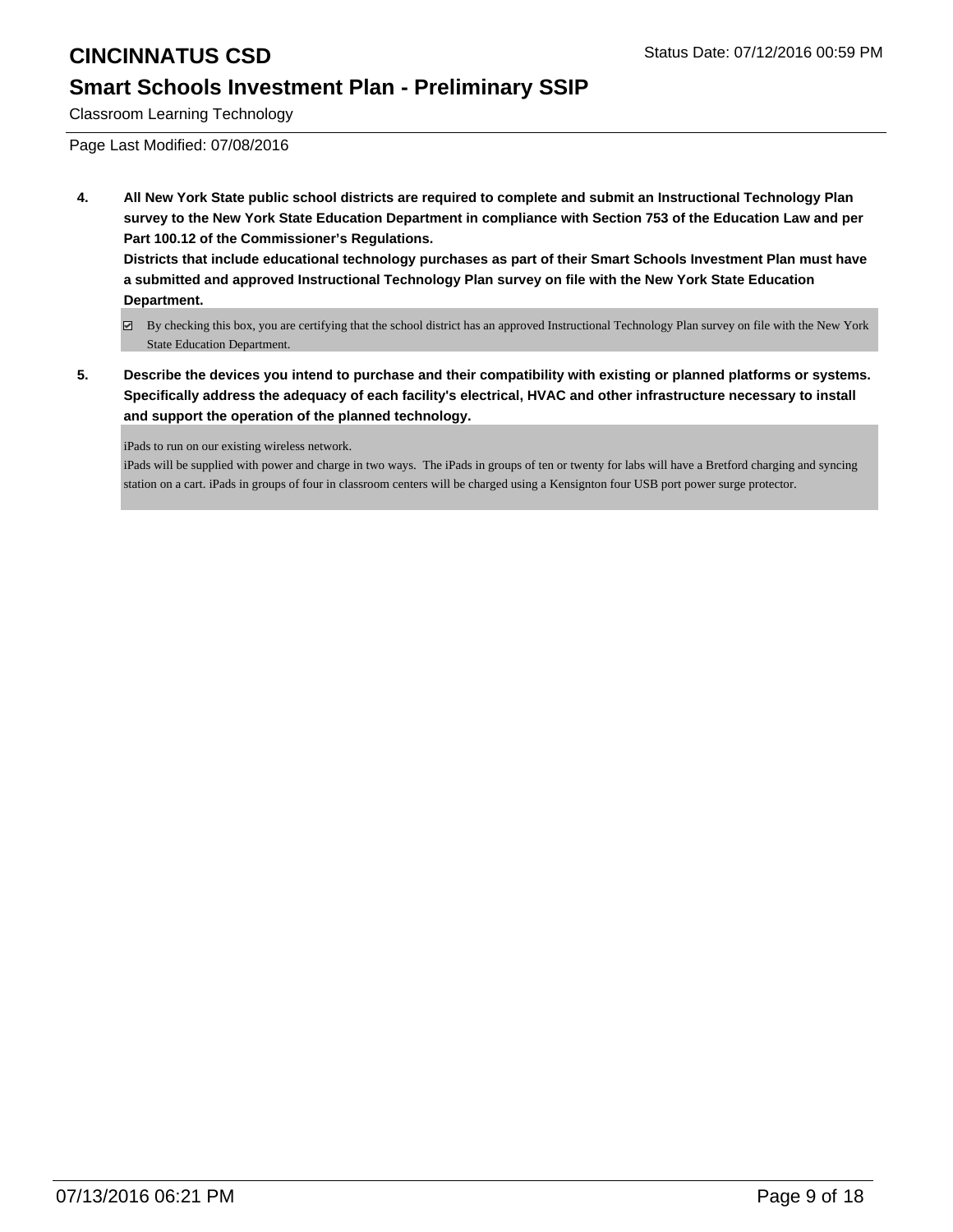**4. All New York State public school districts are required to complete and submit an Instructional Technology Plan survey to the New York State Education Department in compliance with Section 753 of the Education Law and per Part 100.12 of the Commissioner's Regulations.**
**Districts that include educational technology purchases as part of their Smart Schools Investment Plan must have a submitted and approved Instructional Technology Plan survey on file with the New York State Education Department.**

- [x] By checking this box, you are certifying that the school district has an approved Instructional Technology Plan survey on file with the New York State Education Department.

**5. Describe the devices you intend to purchase and their compatibility with existing or planned platforms or systems. Specifically address the adequacy of each facility's electrical, HVAC and other infrastructure necessary to install and support the operation of the planned technology.**

iPads to run on our existing wireless network.
iPads will be supplied with power and charge in two ways. The iPads in groups of ten or twenty for labs will have a Bretford charging and syncing station on a cart. iPads in groups of four in classroom centers will be charged using a Kensignton four USB port power surge protector.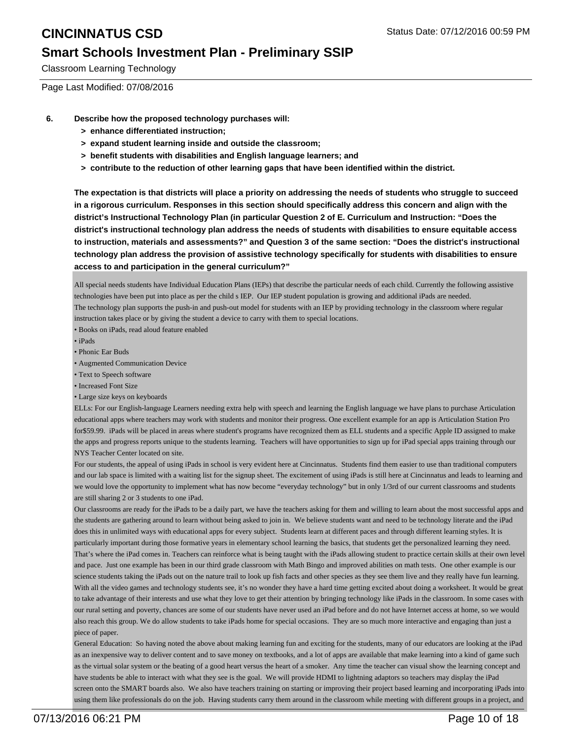# CINCINNATUS CSD

## Smart Schools Investment Plan - Preliminary SSIP

Classroom Learning Technology

Page Last Modified: 07/08/2016

**6. Describe how the proposed technology purchases will:**

- **> enhance differentiated instruction;**
- **> expand student learning inside and outside the classroom;**
- **> benefit students with disabilities and English language learners; and**
- **> contribute to the reduction of other learning gaps that have been identified within the district.**

**The expectation is that districts will place a priority on addressing the needs of students who struggle to succeed in a rigorous curriculum. Responses in this section should specifically address this concern and align with the district's Instructional Technology Plan (in particular Question 2 of E. Curriculum and Instruction: "Does the district's instructional technology plan address the needs of students with disabilities to ensure equitable access to instruction, materials and assessments?" and Question 3 of the same section: "Does the district's instructional technology plan address the provision of assistive technology specifically for students with disabilities to ensure access to and participation in the general curriculum?"**

All special needs students have Individual Education Plans (IEPs) that describe the particular needs of each child. Currently the following assistive technologies have been put into place as per the child s IEP. Our IEP student population is growing and additional iPads are needed.
The technology plan supports the push-in and push-out model for students with an IEP by providing technology in the classroom where regular instruction takes place or by giving the student a device to carry with them to special locations.

- Books on iPads, read aloud feature enabled
- iPads
- Phonic Ear Buds
- Augmented Communication Device
- Text to Speech software
- Increased Font Size
- Large size keys on keyboards

ELLs: For our English-language Learners needing extra help with speech and learning the English language we have plans to purchase Articulation educational apps where teachers may work with students and monitor their progress. One excellent example for an app is Articulation Station Pro for$59.99. iPads will be placed in areas where student's programs have recognized them as ELL students and a specific Apple ID assigned to make the apps and progress reports unique to the students learning. Teachers will have opportunities to sign up for iPad special apps training through our NYS Teacher Center located on site.
For our students, the appeal of using iPads in school is very evident here at Cincinnatus. Students find them easier to use than traditional computers and our lab space is limited with a waiting list for the signup sheet. The excitement of using iPads is still here at Cincinnatus and leads to learning and we would love the opportunity to implement what has now become "everyday technology" but in only 1/3rd of our current classrooms and students are still sharing 2 or 3 students to one iPad.
Our classrooms are ready for the iPads to be a daily part, we have the teachers asking for them and willing to learn about the most successful apps and the students are gathering around to learn without being asked to join in. We believe students want and need to be technology literate and the iPad does this in unlimited ways with educational apps for every subject. Students learn at different paces and through different learning styles. It is particularly important during those formative years in elementary school learning the basics, that students get the personalized learning they need. That's where the iPad comes in. Teachers can reinforce what is being taught with the iPads allowing student to practice certain skills at their own level and pace. Just one example has been in our third grade classroom with Math Bingo and improved abilities on math tests. One other example is our science students taking the iPads out on the nature trail to look up fish facts and other species as they see them live and they really have fun learning. With all the video games and technology students see, it's no wonder they have a hard time getting excited about doing a worksheet. It would be great to take advantage of their interests and use what they love to get their attention by bringing technology like iPads in the classroom. In some cases with our rural setting and poverty, chances are some of our students have never used an iPad before and do not have Internet access at home, so we would also reach this group. We do allow students to take iPads home for special occasions. They are so much more interactive and engaging than just a piece of paper.
General Education: So having noted the above about making learning fun and exciting for the students, many of our educators are looking at the iPad as an inexpensive way to deliver content and to save money on textbooks, and a lot of apps are available that make learning into a kind of game such as the virtual solar system or the beating of a good heart versus the heart of a smoker. Any time the teacher can visual show the learning concept and have students be able to interact with what they see is the goal. We will provide HDMI to lightning adaptors so teachers may display the iPad screen onto the SMART boards also. We also have teachers training on starting or improving their project based learning and incorporating iPads into using them like professionals do on the job. Having students carry them around in the classroom while meeting with different groups in a project, and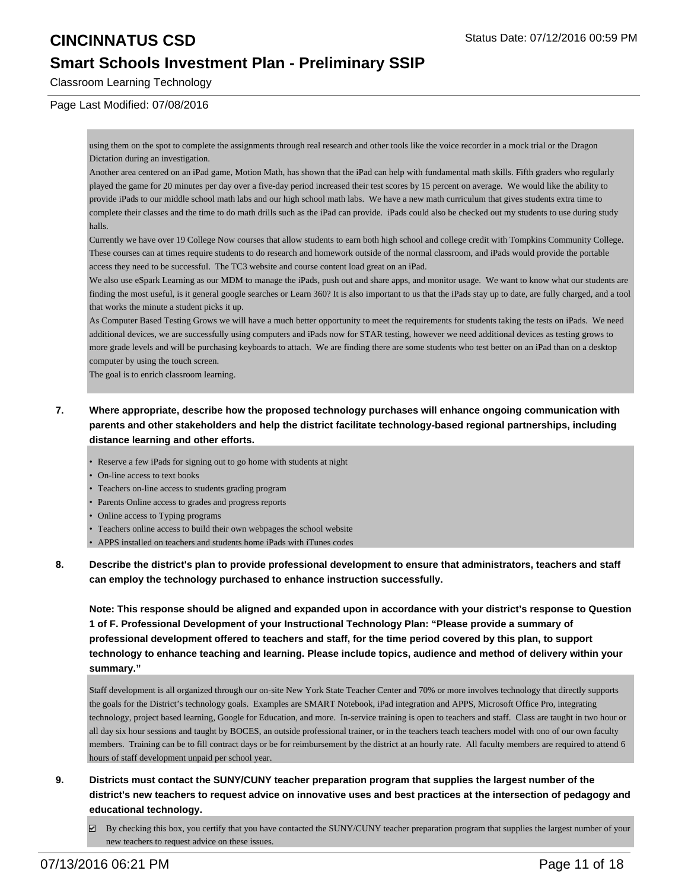using them on the spot to complete the assignments through real research and other tools like the voice recorder in a mock trial or the Dragon Dictation during an investigation.

Another area centered on an iPad game, Motion Math, has shown that the iPad can help with fundamental math skills. Fifth graders who regularly played the game for 20 minutes per day over a five-day period increased their test scores by 15 percent on average. We would like the ability to provide iPads to our middle school math labs and our high school math labs. We have a new math curriculum that gives students extra time to complete their classes and the time to do math drills such as the iPad can provide. iPads could also be checked out my students to use during study halls.

Currently we have over 19 College Now courses that allow students to earn both high school and college credit with Tompkins Community College. These courses can at times require students to do research and homework outside of the normal classroom, and iPads would provide the portable access they need to be successful. The TC3 website and course content load great on an iPad.

We also use eSpark Learning as our MDM to manage the iPads, push out and share apps, and monitor usage. We want to know what our students are finding the most useful, is it general google searches or Learn 360? It is also important to us that the iPads stay up to date, are fully charged, and a tool that works the minute a student picks it up.

As Computer Based Testing Grows we will have a much better opportunity to meet the requirements for students taking the tests on iPads. We need additional devices, we are successfully using computers and iPads now for STAR testing, however we need additional devices as testing grows to more grade levels and will be purchasing keyboards to attach. We are finding there are some students who test better on an iPad than on a desktop computer by using the touch screen.

The goal is to enrich classroom learning.

**7. Where appropriate, describe how the proposed technology purchases will enhance ongoing communication with parents and other stakeholders and help the district facilitate technology-based regional partnerships, including distance learning and other efforts.**

- Reserve a few iPads for signing out to go home with students at night
- On-line access to text books
- Teachers on-line access to students grading program
- Parents Online access to grades and progress reports
- Online access to Typing programs
- Teachers online access to build their own webpages the school website
- APPS installed on teachers and students home iPads with iTunes codes

**8. Describe the district's plan to provide professional development to ensure that administrators, teachers and staff can employ the technology purchased to enhance instruction successfully.**

**Note: This response should be aligned and expanded upon in accordance with your district's response to Question 1 of F. Professional Development of your Instructional Technology Plan: "Please provide a summary of professional development offered to teachers and staff, for the time period covered by this plan, to support technology to enhance teaching and learning. Please include topics, audience and method of delivery within your summary."**

Staff development is all organized through our on-site New York State Teacher Center and 70% or more involves technology that directly supports the goals for the District's technology goals. Examples are SMART Notebook, iPad integration and APPS, Microsoft Office Pro, integrating technology, project based learning, Google for Education, and more. In-service training is open to teachers and staff. Class are taught in two hour or all day six hour sessions and taught by BOCES, an outside professional trainer, or in the teachers teach teachers model with ono of our own faculty members. Training can be to fill contract days or be for reimbursement by the district at an hourly rate. All faculty members are required to attend 6 hours of staff development unpaid per school year.

**9. Districts must contact the SUNY/CUNY teacher preparation program that supplies the largest number of the district's new teachers to request advice on innovative uses and best practices at the intersection of pedagogy and educational technology.**

☑ By checking this box, you certify that you have contacted the SUNY/CUNY teacher preparation program that supplies the largest number of your new teachers to request advice on these issues.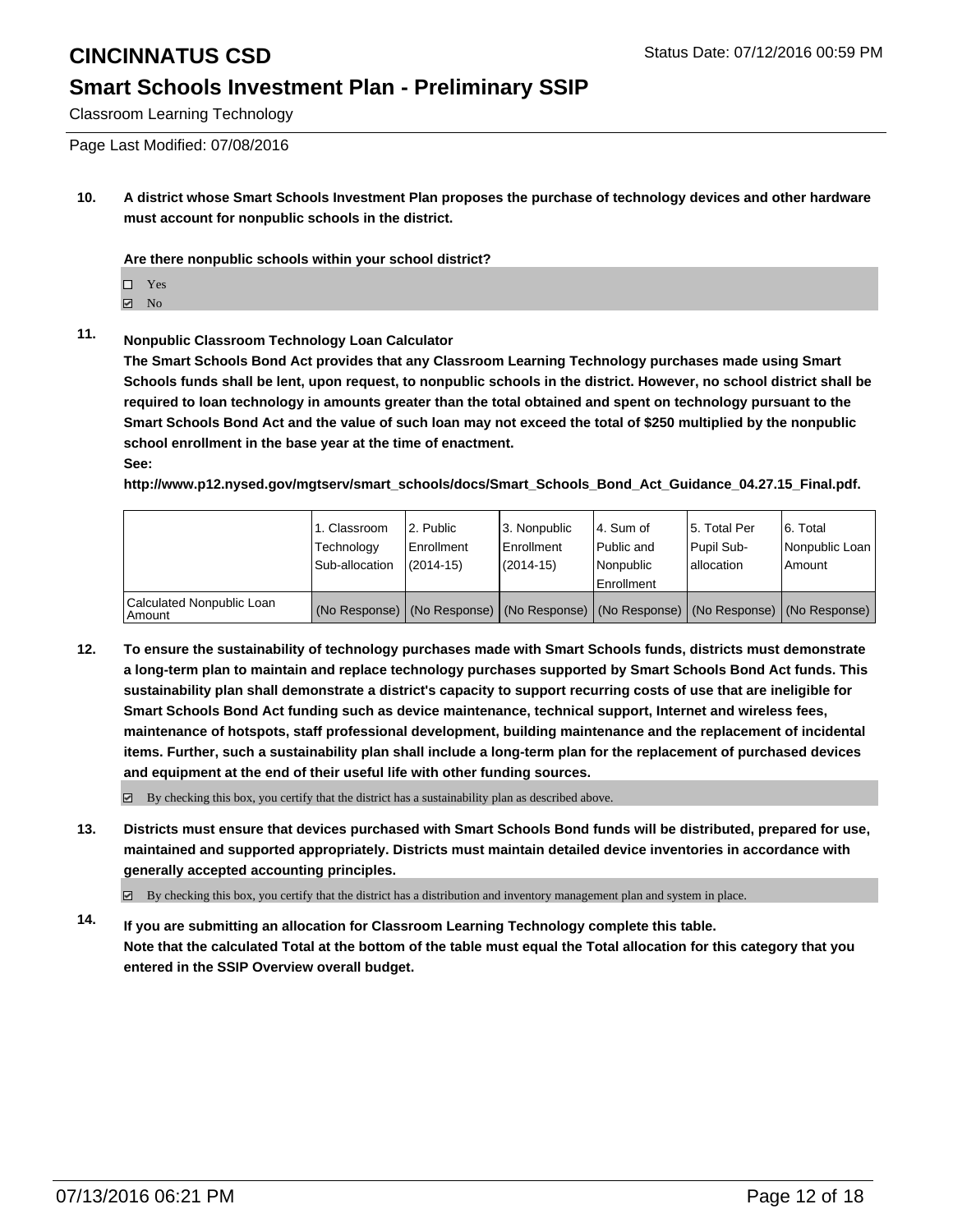# CINCINNATUS CSD

Status Date: 07/12/2016 00:59 PM

## Smart Schools Investment Plan - Preliminary SSIP

Classroom Learning Technology

Page Last Modified: 07/08/2016

**10. A district whose Smart Schools Investment Plan proposes the purchase of technology devices and other hardware must account for nonpublic schools in the district.**

**Are there nonpublic schools within your school district?**

- ☐ Yes
- ☑ No

**11. Nonpublic Classroom Technology Loan Calculator**

**The Smart Schools Bond Act provides that any Classroom Learning Technology purchases made using Smart Schools funds shall be lent, upon request, to nonpublic schools in the district. However, no school district shall be required to loan technology in amounts greater than the total obtained and spent on technology pursuant to the Smart Schools Bond Act and the value of such loan may not exceed the total of $250 multiplied by the nonpublic school enrollment in the base year at the time of enactment.**

**See:**

**http://www.p12.nysed.gov/mgtserv/smart_schools/docs/Smart_Schools_Bond_Act_Guidance_04.27.15_Final.pdf.**

| | 1. Classroom Technology Sub-allocation | 2. Public Enrollment (2014-15) | 3. Nonpublic Enrollment (2014-15) | 4. Sum of Public and Nonpublic Enrollment | 5. Total Per Pupil Sub-allocation | 6. Total Nonpublic Loan Amount |
|---|---|---|---|---|---|---|
| Calculated Nonpublic Loan Amount | (No Response) | (No Response) | (No Response) | (No Response) | (No Response) | (No Response) |

**12. To ensure the sustainability of technology purchases made with Smart Schools funds, districts must demonstrate a long-term plan to maintain and replace technology purchases supported by Smart Schools Bond Act funds. This sustainability plan shall demonstrate a district's capacity to support recurring costs of use that are ineligible for Smart Schools Bond Act funding such as device maintenance, technical support, Internet and wireless fees, maintenance of hotspots, staff professional development, building maintenance and the replacement of incidental items. Further, such a sustainability plan shall include a long-term plan for the replacement of purchased devices and equipment at the end of their useful life with other funding sources.**

☑ By checking this box, you certify that the district has a sustainability plan as described above.

**13. Districts must ensure that devices purchased with Smart Schools Bond funds will be distributed, prepared for use, maintained and supported appropriately. Districts must maintain detailed device inventories in accordance with generally accepted accounting principles.**

☑ By checking this box, you certify that the district has a distribution and inventory management plan and system in place.

**14. If you are submitting an allocation for Classroom Learning Technology complete this table. Note that the calculated Total at the bottom of the table must equal the Total allocation for this category that you entered in the SSIP Overview overall budget.**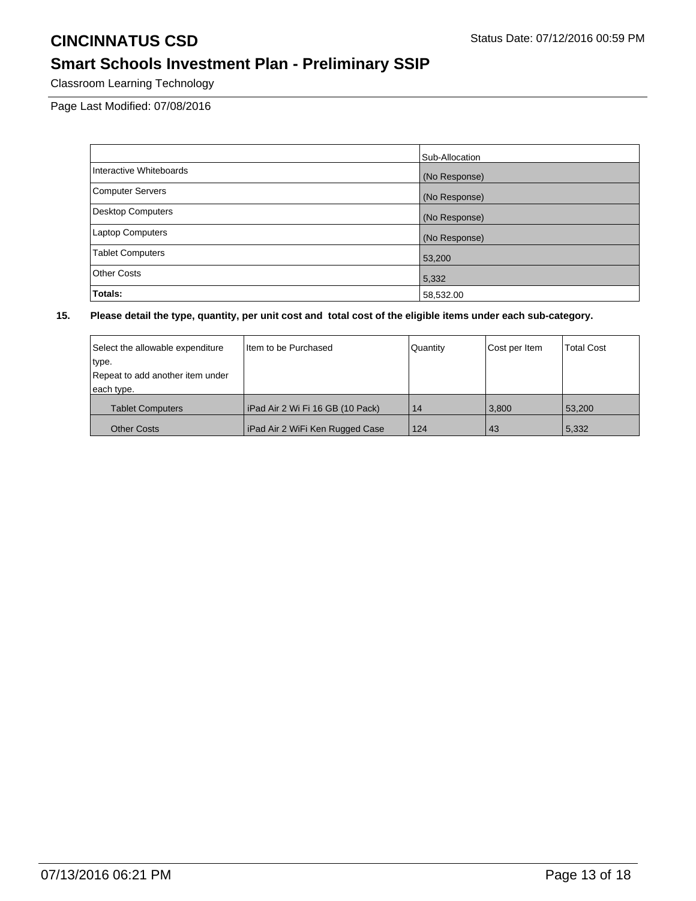# CINCINNATUS CSD

## Smart Schools Investment Plan - Preliminary SSIP

Classroom Learning Technology

Page Last Modified: 07/08/2016

| | Sub-Allocation |
|---|---|
| Interactive Whiteboards | (No Response) |
| Computer Servers | (No Response) |
| Desktop Computers | (No Response) |
| Laptop Computers | (No Response) |
| Tablet Computers | 53,200 |
| Other Costs | 5,332 |
| **Totals:** | 58,532.00 |

**15. Please detail the type, quantity, per unit cost and total cost of the eligible items under each sub-category.**

| Select the allowable expenditure type. Repeat to add another item under each type. | Item to be Purchased | Quantity | Cost per Item | Total Cost |
|---|---|---|---|---|
| Tablet Computers | iPad Air 2 Wi Fi 16 GB (10 Pack) | 14 | 3,800 | 53,200 |
| Other Costs | iPad Air 2 WiFi Ken Rugged Case | 124 | 43 | 5,332 |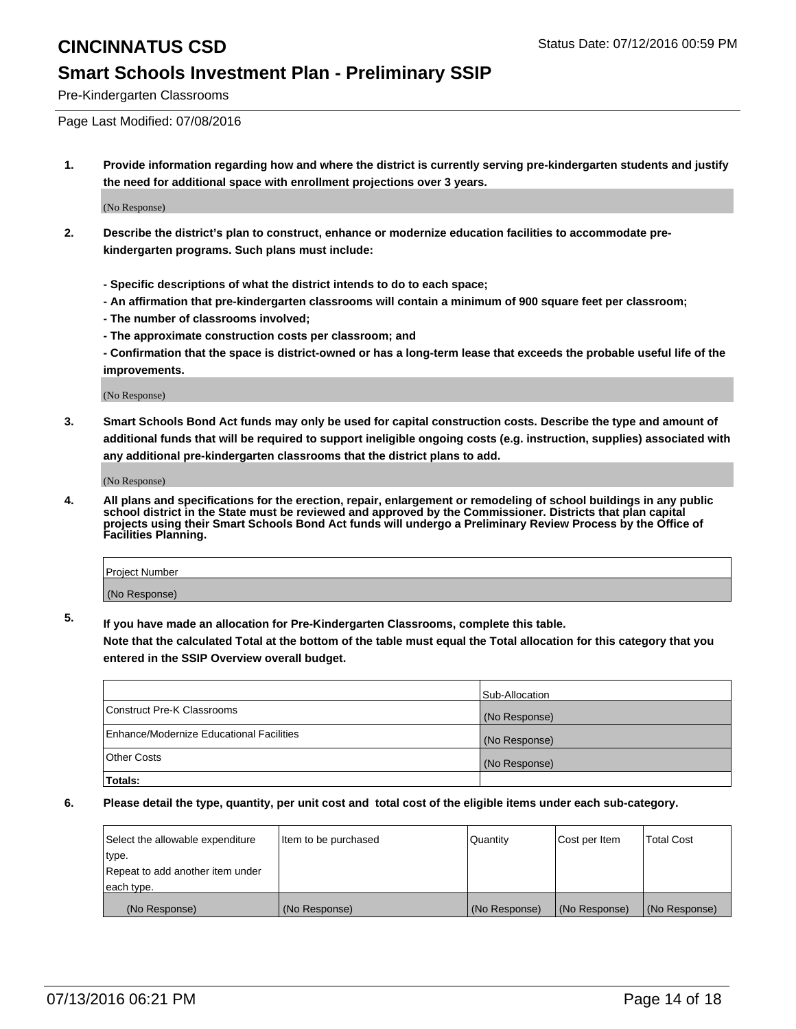# CINCINNATUS CSD

Status Date: 07/12/2016 00:59 PM

## Smart Schools Investment Plan - Preliminary SSIP

Pre-Kindergarten Classrooms

Page Last Modified: 07/08/2016

**1. Provide information regarding how and where the district is currently serving pre-kindergarten students and justify the need for additional space with enrollment projections over 3 years.**

(No Response)

**2. Describe the district's plan to construct, enhance or modernize education facilities to accommodate pre-kindergarten programs. Such plans must include:**

**- Specific descriptions of what the district intends to do to each space;**
**- An affirmation that pre-kindergarten classrooms will contain a minimum of 900 square feet per classroom;**
**- The number of classrooms involved;**
**- The approximate construction costs per classroom; and**
**- Confirmation that the space is district-owned or has a long-term lease that exceeds the probable useful life of the improvements.**

(No Response)

**3. Smart Schools Bond Act funds may only be used for capital construction costs. Describe the type and amount of additional funds that will be required to support ineligible ongoing costs (e.g. instruction, supplies) associated with any additional pre-kindergarten classrooms that the district plans to add.**

(No Response)

**4. All plans and specifications for the erection, repair, enlargement or remodeling of school buildings in any public school district in the State must be reviewed and approved by the Commissioner. Districts that plan capital projects using their Smart Schools Bond Act funds will undergo a Preliminary Review Process by the Office of Facilities Planning.**

| Project Number |
|---|
| (No Response) |

**5. If you have made an allocation for Pre-Kindergarten Classrooms, complete this table.**
**Note that the calculated Total at the bottom of the table must equal the Total allocation for this category that you entered in the SSIP Overview overall budget.**

| | Sub-Allocation |
|---|---|
| Construct Pre-K Classrooms | (No Response) |
| Enhance/Modernize Educational Facilities | (No Response) |
| Other Costs | (No Response) |
| **Totals:** | |

**6. Please detail the type, quantity, per unit cost and total cost of the eligible items under each sub-category.**

| Select the allowable expenditure type. Repeat to add another item under each type. | Item to be purchased | Quantity | Cost per Item | Total Cost |
|---|---|---|---|---|
| (No Response) | (No Response) | (No Response) | (No Response) | (No Response) |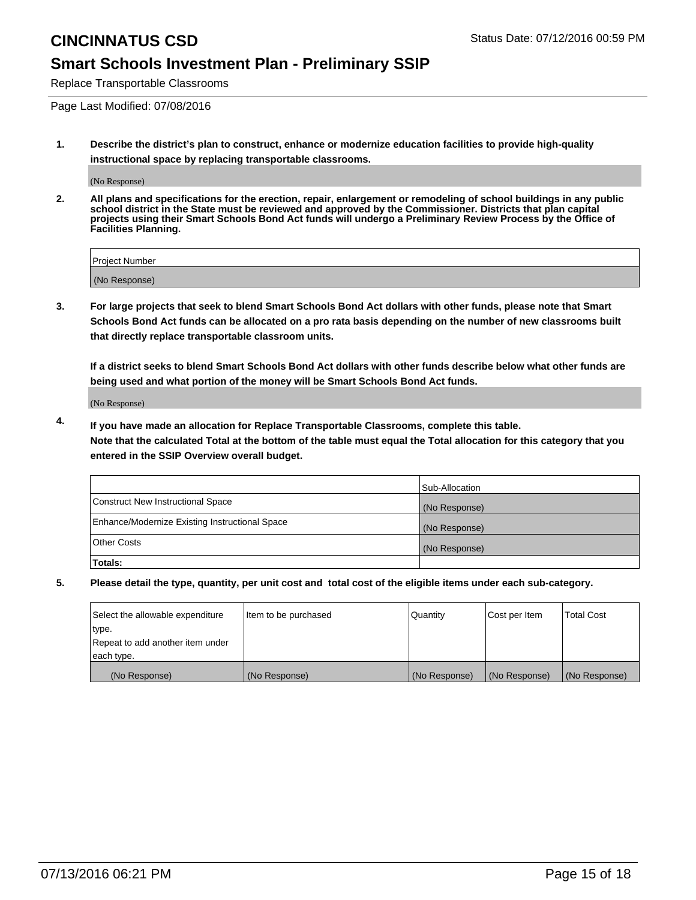# CINCINNATUS CSD

Status Date: 07/12/2016 00:59 PM

## Smart Schools Investment Plan - Preliminary SSIP

Replace Transportable Classrooms

Page Last Modified: 07/08/2016

1. **Describe the district's plan to construct, enhance or modernize education facilities to provide high-quality instructional space by replacing transportable classrooms.**

   (No Response)

2. **All plans and specifications for the erection, repair, enlargement or remodeling of school buildings in any public school district in the State must be reviewed and approved by the Commissioner. Districts that plan capital projects using their Smart Schools Bond Act funds will undergo a Preliminary Review Process by the Office of Facilities Planning.**

| Project Number |
|---|
| (No Response) |

3. **For large projects that seek to blend Smart Schools Bond Act dollars with other funds, please note that Smart Schools Bond Act funds can be allocated on a pro rata basis depending on the number of new classrooms built that directly replace transportable classroom units.**

   **If a district seeks to blend Smart Schools Bond Act dollars with other funds describe below what other funds are being used and what portion of the money will be Smart Schools Bond Act funds.**

   (No Response)

4. **If you have made an allocation for Replace Transportable Classrooms, complete this table.**
   **Note that the calculated Total at the bottom of the table must equal the Total allocation for this category that you entered in the SSIP Overview overall budget.**

| | Sub-Allocation |
|---|---|
| Construct New Instructional Space | (No Response) |
| Enhance/Modernize Existing Instructional Space | (No Response) |
| Other Costs | (No Response) |
| **Totals:** | |

5. **Please detail the type, quantity, per unit cost and total cost of the eligible items under each sub-category.**

| Select the allowable expenditure type. Repeat to add another item under each type. | Item to be purchased | Quantity | Cost per Item | Total Cost |
|---|---|---|---|---|
| (No Response) | (No Response) | (No Response) | (No Response) | (No Response) |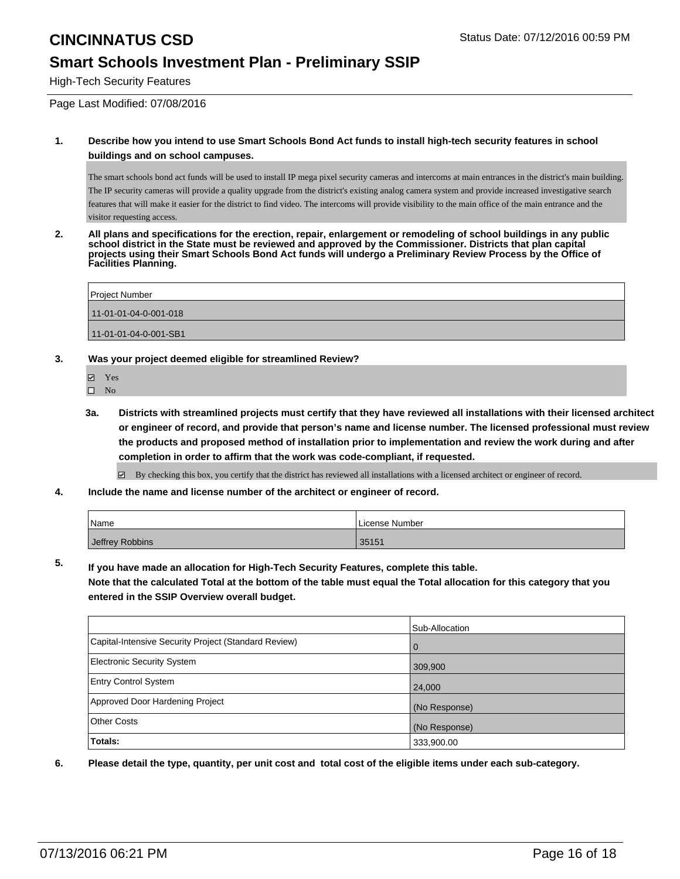# CINCINNATUS CSD

Status Date: 07/12/2016 00:59 PM

## Smart Schools Investment Plan - Preliminary SSIP

High-Tech Security Features

Page Last Modified: 07/08/2016

**1. Describe how you intend to use Smart Schools Bond Act funds to install high-tech security features in school buildings and on school campuses.**

The smart schools bond act funds will be used to install IP mega pixel security cameras and intercoms at main entrances in the district's main building. The IP security cameras will provide a quality upgrade from the district's existing analog camera system and provide increased investigative search features that will make it easier for the district to find video. The intercoms will provide visibility to the main office of the main entrance and the visitor requesting access.

**2. All plans and specifications for the erection, repair, enlargement or remodeling of school buildings in any public school district in the State must be reviewed and approved by the Commissioner. Districts that plan capital projects using their Smart Schools Bond Act funds will undergo a Preliminary Review Process by the Office of Facilities Planning.**

| Project Number |
|---|
| 11-01-01-04-0-001-018 |
| 11-01-01-04-0-001-SB1 |

**3. Was your project deemed eligible for streamlined Review?**

- ☑ Yes
- ☐ No

**3a. Districts with streamlined projects must certify that they have reviewed all installations with their licensed architect or engineer of record, and provide that person's name and license number. The licensed professional must review the products and proposed method of installation prior to implementation and review the work during and after completion in order to affirm that the work was code-compliant, if requested.**

- ☑ By checking this box, you certify that the district has reviewed all installations with a licensed architect or engineer of record.

**4. Include the name and license number of the architect or engineer of record.**

| Name | License Number |
|---|---|
| Jeffrey Robbins | 35151 |

**5. If you have made an allocation for High-Tech Security Features, complete this table.**
**Note that the calculated Total at the bottom of the table must equal the Total allocation for this category that you entered in the SSIP Overview overall budget.**

| | Sub-Allocation |
|---|---|
| Capital-Intensive Security Project (Standard Review) | 0 |
| Electronic Security System | 309,900 |
| Entry Control System | 24,000 |
| Approved Door Hardening Project | (No Response) |
| Other Costs | (No Response) |
| **Totals:** | 333,900.00 |

**6. Please detail the type, quantity, per unit cost and total cost of the eligible items under each sub-category.**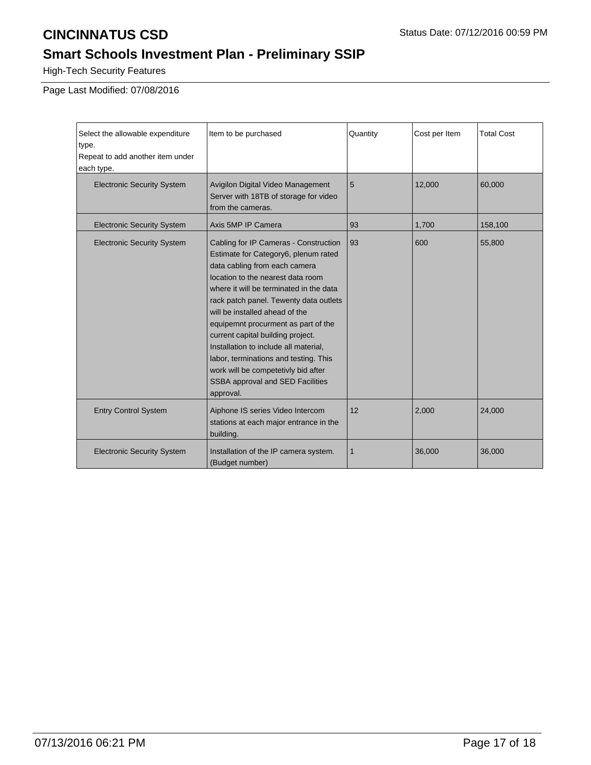# CINCINNATUS CSD

Status Date: 07/12/2016 00:59 PM

## Smart Schools Investment Plan - Preliminary SSIP

High-Tech Security Features

Page Last Modified: 07/08/2016

| Select the allowable expenditure type. Repeat to add another item under each type. | Item to be purchased | Quantity | Cost per Item | Total Cost |
|---|---|---|---|---|
| Electronic Security System | Avigilon Digital Video Management Server with 18TB of storage for video from the cameras. | 5 | 12,000 | 60,000 |
| Electronic Security System | Axis 5MP IP Camera | 93 | 1,700 | 158,100 |
| Electronic Security System | Cabling for IP Cameras - Construction Estimate for Category6, plenum rated data cabling from each camera location to the nearest data room where it will be terminated in the data rack patch panel. Tewenty data outlets will be installed ahead of the equipemnt procurment as part of the current capital building project. Installation to include all material, labor, terminations and testing. This work will be competetivly bid after SSBA approval and SED Facilities approval. | 93 | 600 | 55,800 |
| Entry Control System | Aiphone IS series Video Intercom stations at each major entrance in the building. | 12 | 2,000 | 24,000 |
| Electronic Security System | Installation of the IP camera system. (Budget number) | 1 | 36,000 | 36,000 |